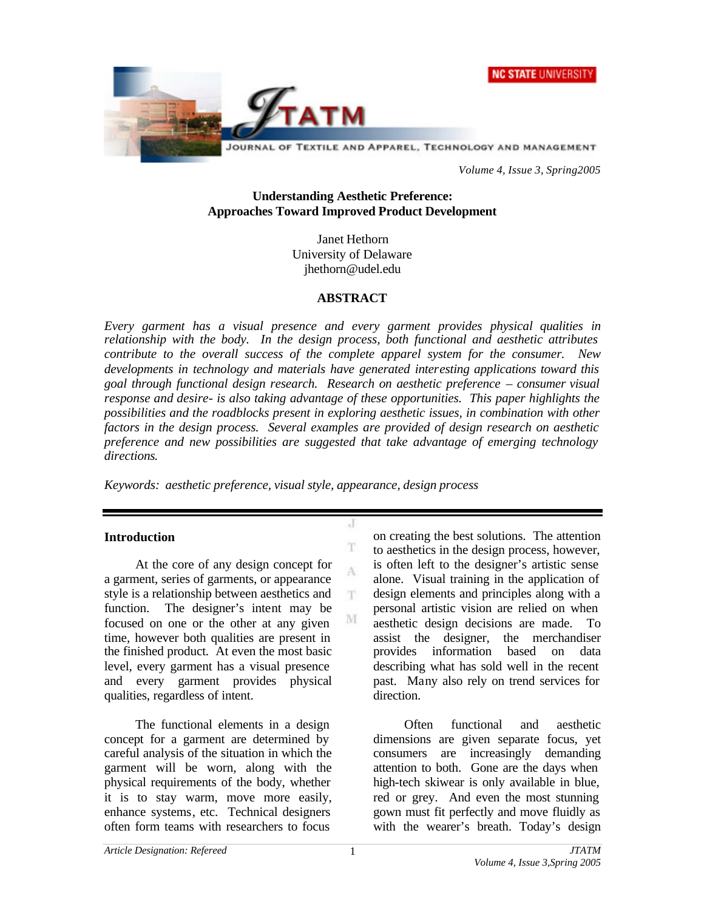# Understanding Aesthetic Preference: Approaches Toward Improved Product Development

Janet Hethorn
University of Delaware
jhethorn@udel.edu

## ABSTRACT

*Every garment has a visual presence and every garment provides physical qualities in relationship with the body. In the design process, both functional and aesthetic attributes contribute to the overall success of the complete apparel system for the consumer. New developments in technology and materials have generated interesting applications toward this goal through functional design research. Research on aesthetic preference – consumer visual response and desire- is also taking advantage of these opportunities. This paper highlights the possibilities and the roadblocks present in exploring aesthetic issues, in combination with other factors in the design process. Several examples are provided of design research on aesthetic preference and new possibilities are suggested that take advantage of emerging technology directions.*

*Keywords: aesthetic preference, visual style, appearance, design process*

## Introduction

At the core of any design concept for a garment, series of garments, or appearance style is a relationship between aesthetics and function. The designer's intent may be focused on one or the other at any given time, however both qualities are present in the finished product. At even the most basic level, every garment has a visual presence and every garment provides physical qualities, regardless of intent.

The functional elements in a design concept for a garment are determined by careful analysis of the situation in which the garment will be worn, along with the physical requirements of the body, whether it is to stay warm, move more easily, enhance systems, etc. Technical designers often form teams with researchers to focus on creating the best solutions. The attention to aesthetics in the design process, however, is often left to the designer's artistic sense alone. Visual training in the application of design elements and principles along with a personal artistic vision are relied on when aesthetic design decisions are made. To assist the designer, the merchandiser provides information based on data describing what has sold well in the recent past. Many also rely on trend services for direction.

Often functional and aesthetic dimensions are given separate focus, yet consumers are increasingly demanding attention to both. Gone are the days when high-tech skiwear is only available in blue, red or grey. And even the most stunning gown must fit perfectly and move fluidly as with the wearer's breath. Today's design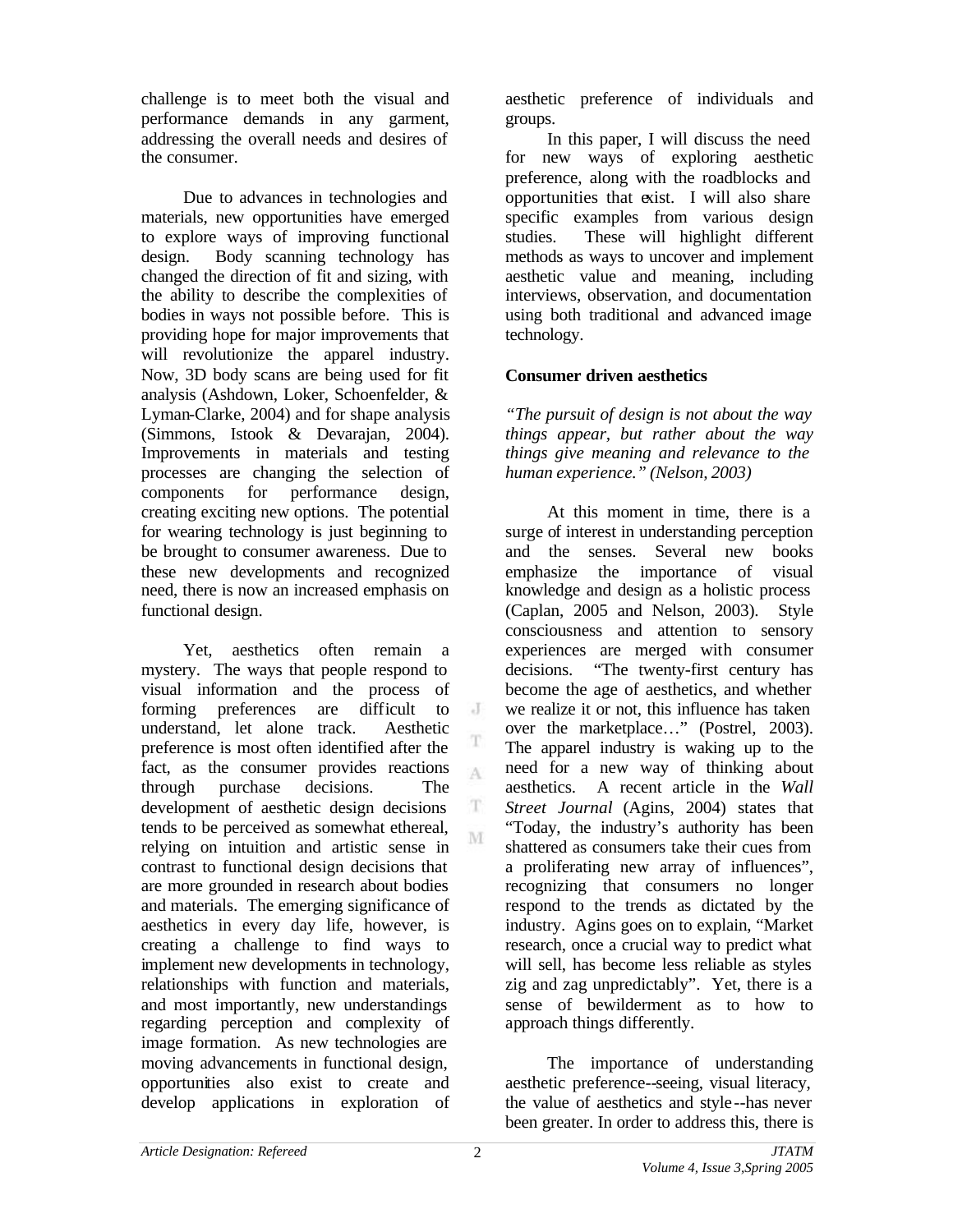challenge is to meet both the visual and performance demands in any garment, addressing the overall needs and desires of the consumer.

Due to advances in technologies and materials, new opportunities have emerged to explore ways of improving functional design. Body scanning technology has changed the direction of fit and sizing, with the ability to describe the complexities of bodies in ways not possible before. This is providing hope for major improvements that will revolutionize the apparel industry. Now, 3D body scans are being used for fit analysis (Ashdown, Loker, Schoenfelder, & Lyman-Clarke, 2004) and for shape analysis (Simmons, Istook & Devarajan, 2004). Improvements in materials and testing processes are changing the selection of components for performance design, creating exciting new options. The potential for wearing technology is just beginning to be brought to consumer awareness. Due to these new developments and recognized need, there is now an increased emphasis on functional design.

Yet, aesthetics often remain a mystery. The ways that people respond to visual information and the process of forming preferences are difficult to understand, let alone track. Aesthetic preference is most often identified after the fact, as the consumer provides reactions through purchase decisions. The development of aesthetic design decisions tends to be perceived as somewhat ethereal, relying on intuition and artistic sense in contrast to functional design decisions that are more grounded in research about bodies and materials. The emerging significance of aesthetics in every day life, however, is creating a challenge to find ways to implement new developments in technology, relationships with function and materials, and most importantly, new understandings regarding perception and complexity of image formation. As new technologies are moving advancements in functional design, opportunities also exist to create and develop applications in exploration of aesthetic preference of individuals and groups.

In this paper, I will discuss the need for new ways of exploring aesthetic preference, along with the roadblocks and opportunities that exist. I will also share specific examples from various design studies. These will highlight different methods as ways to uncover and implement aesthetic value and meaning, including interviews, observation, and documentation using both traditional and advanced image technology.

**Consumer driven aesthetics**

*"The pursuit of design is not about the way things appear, but rather about the way things give meaning and relevance to the human experience." (Nelson, 2003)*

At this moment in time, there is a surge of interest in understanding perception and the senses. Several new books emphasize the importance of visual knowledge and design as a holistic process (Caplan, 2005 and Nelson, 2003). Style consciousness and attention to sensory experiences are merged with consumer decisions. "The twenty-first century has become the age of aesthetics, and whether we realize it or not, this influence has taken over the marketplace…" (Postrel, 2003). The apparel industry is waking up to the need for a new way of thinking about aesthetics. A recent article in the *Wall Street Journal* (Agins, 2004) states that "Today, the industry's authority has been shattered as consumers take their cues from a proliferating new array of influences", recognizing that consumers no longer respond to the trends as dictated by the industry. Agins goes on to explain, "Market research, once a crucial way to predict what will sell, has become less reliable as styles zig and zag unpredictably". Yet, there is a sense of bewilderment as to how to approach things differently.

The importance of understanding aesthetic preference--seeing, visual literacy, the value of aesthetics and style--has never been greater. In order to address this, there is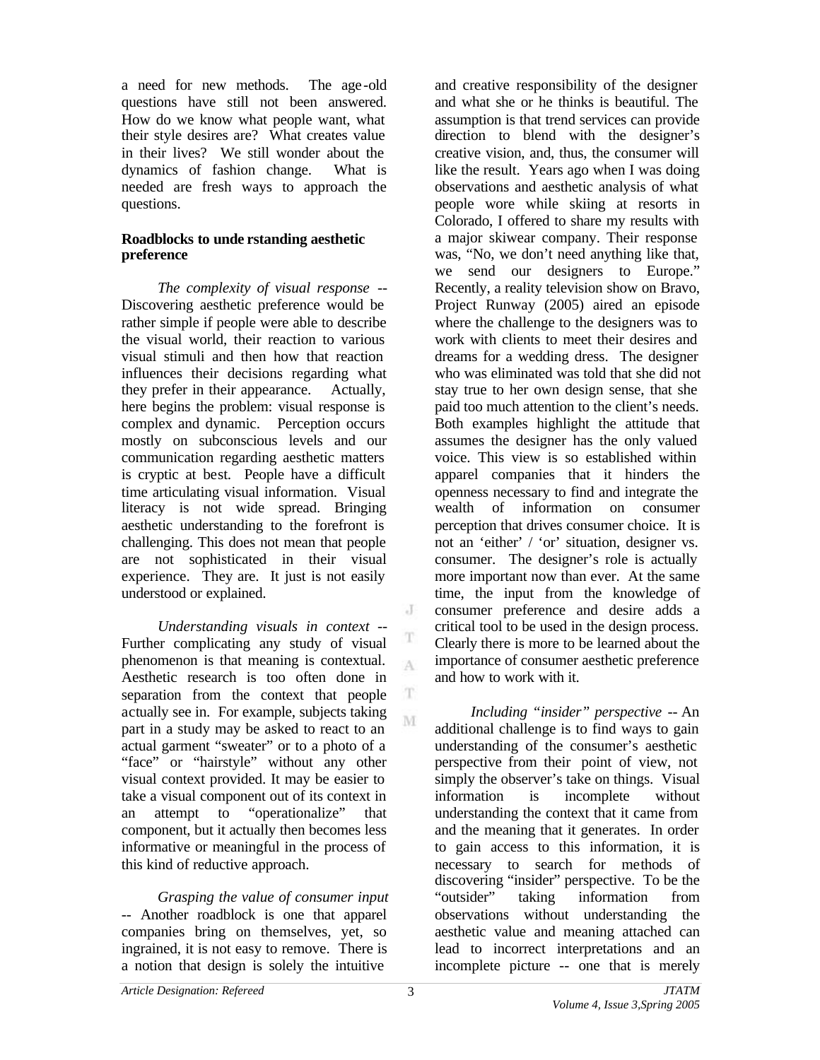a need for new methods. The age-old questions have still not been answered. How do we know what people want, what their style desires are? What creates value in their lives? We still wonder about the dynamics of fashion change. What is needed are fresh ways to approach the questions.

### Roadblocks to understanding aesthetic preference

*The complexity of visual response* -- Discovering aesthetic preference would be rather simple if people were able to describe the visual world, their reaction to various visual stimuli and then how that reaction influences their decisions regarding what they prefer in their appearance. Actually, here begins the problem: visual response is complex and dynamic. Perception occurs mostly on subconscious levels and our communication regarding aesthetic matters is cryptic at best. People have a difficult time articulating visual information. Visual literacy is not wide spread. Bringing aesthetic understanding to the forefront is challenging. This does not mean that people are not sophisticated in their visual experience. They are. It just is not easily understood or explained.

*Understanding visuals in context* -- Further complicating any study of visual phenomenon is that meaning is contextual. Aesthetic research is too often done in separation from the context that people actually see in. For example, subjects taking part in a study may be asked to react to an actual garment "sweater" or to a photo of a "face" or "hairstyle" without any other visual context provided. It may be easier to take a visual component out of its context in an attempt to "operationalize" that component, but it actually then becomes less informative or meaningful in the process of this kind of reductive approach.

*Grasping the value of consumer input* -- Another roadblock is one that apparel companies bring on themselves, yet, so ingrained, it is not easy to remove. There is a notion that design is solely the intuitive and creative responsibility of the designer and what she or he thinks is beautiful. The assumption is that trend services can provide direction to blend with the designer's creative vision, and, thus, the consumer will like the result. Years ago when I was doing observations and aesthetic analysis of what people wore while skiing at resorts in Colorado, I offered to share my results with a major skiwear company. Their response was, "No, we don't need anything like that, we send our designers to Europe." Recently, a reality television show on Bravo, Project Runway (2005) aired an episode where the challenge to the designers was to work with clients to meet their desires and dreams for a wedding dress. The designer who was eliminated was told that she did not stay true to her own design sense, that she paid too much attention to the client's needs. Both examples highlight the attitude that assumes the designer has the only valued voice. This view is so established within apparel companies that it hinders the openness necessary to find and integrate the wealth of information on consumer perception that drives consumer choice. It is not an 'either' / 'or' situation, designer vs. consumer. The designer's role is actually more important now than ever. At the same time, the input from the knowledge of consumer preference and desire adds a critical tool to be used in the design process. Clearly there is more to be learned about the importance of consumer aesthetic preference and how to work with it.

*Including "insider" perspective* -- An additional challenge is to find ways to gain understanding of the consumer's aesthetic perspective from their point of view, not simply the observer's take on things. Visual information is incomplete without understanding the context that it came from and the meaning that it generates. In order to gain access to this information, it is necessary to search for methods of discovering "insider" perspective. To be the "outsider" taking information from observations without understanding the aesthetic value and meaning attached can lead to incorrect interpretations and an incomplete picture -- one that is merely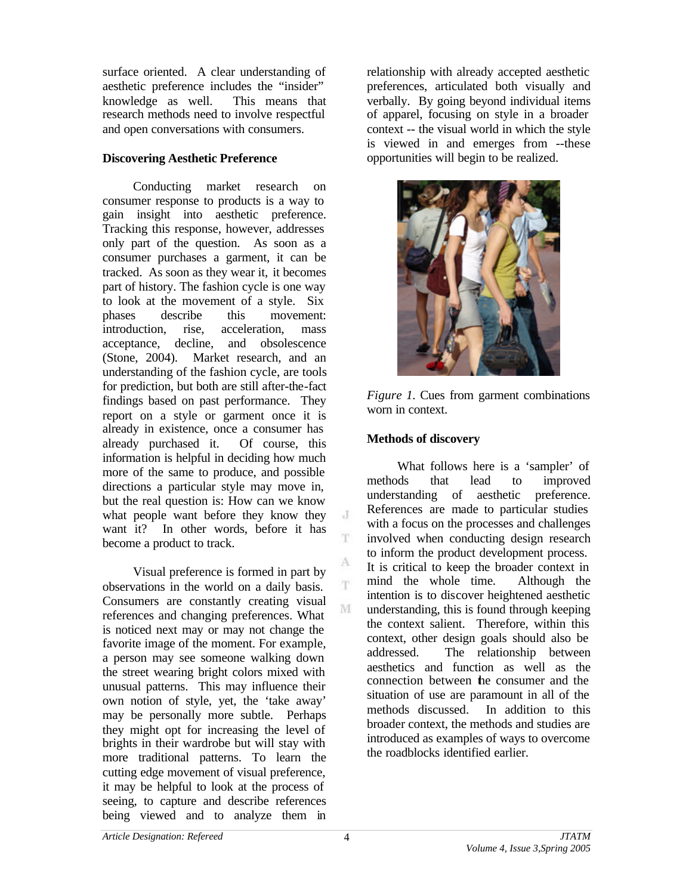surface oriented. A clear understanding of aesthetic preference includes the "insider" knowledge as well. This means that research methods need to involve respectful and open conversations with consumers.

**Discovering Aesthetic Preference**

Conducting market research on consumer response to products is a way to gain insight into aesthetic preference. Tracking this response, however, addresses only part of the question. As soon as a consumer purchases a garment, it can be tracked. As soon as they wear it, it becomes part of history. The fashion cycle is one way to look at the movement of a style. Six phases describe this movement: introduction, rise, acceleration, mass acceptance, decline, and obsolescence (Stone, 2004). Market research, and an understanding of the fashion cycle, are tools for prediction, but both are still after-the-fact findings based on past performance. They report on a style or garment once it is already in existence, once a consumer has already purchased it. Of course, this information is helpful in deciding how much more of the same to produce, and possible directions a particular style may move in, but the real question is: How can we know what people want before they know they want it? In other words, before it has become a product to track.

Visual preference is formed in part by observations in the world on a daily basis. Consumers are constantly creating visual references and changing preferences. What is noticed next may or may not change the favorite image of the moment. For example, a person may see someone walking down the street wearing bright colors mixed with unusual patterns. This may influence their own notion of style, yet, the 'take away' may be personally more subtle. Perhaps they might opt for increasing the level of brights in their wardrobe but will stay with more traditional patterns. To learn the cutting edge movement of visual preference, it may be helpful to look at the process of seeing, to capture and describe references being viewed and to analyze them in relationship with already accepted aesthetic preferences, articulated both visually and verbally. By going beyond individual items of apparel, focusing on style in a broader context -- the visual world in which the style is viewed in and emerges from --these opportunities will begin to be realized.

*Figure 1.* Cues from garment combinations worn in context.

**Methods of discovery**

What follows here is a 'sampler' of methods that lead to improved understanding of aesthetic preference. References are made to particular studies with a focus on the processes and challenges involved when conducting design research to inform the product development process. It is critical to keep the broader context in mind the whole time. Although the intention is to discover heightened aesthetic understanding, this is found through keeping the context salient. Therefore, within this context, other design goals should also be addressed. The relationship between aesthetics and function as well as the connection between the consumer and the situation of use are paramount in all of the methods discussed. In addition to this broader context, the methods and studies are introduced as examples of ways to overcome the roadblocks identified earlier.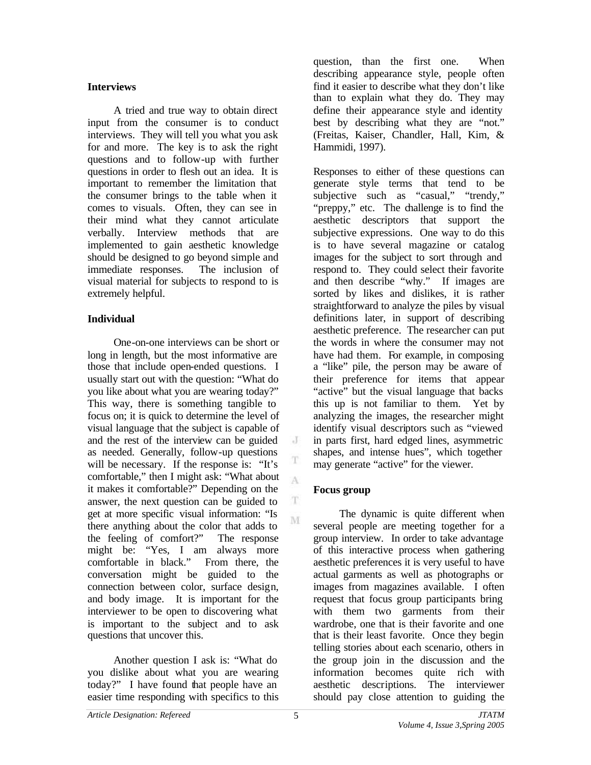### Interviews

A tried and true way to obtain direct input from the consumer is to conduct interviews. They will tell you what you ask for and more. The key is to ask the right questions and to follow-up with further questions in order to flesh out an idea. It is important to remember the limitation that the consumer brings to the table when it comes to visuals. Often, they can see in their mind what they cannot articulate verbally. Interview methods that are implemented to gain aesthetic knowledge should be designed to go beyond simple and immediate responses. The inclusion of visual material for subjects to respond to is extremely helpful.

### Individual

One-on-one interviews can be short or long in length, but the most informative are those that include open-ended questions. I usually start out with the question: "What do you like about what you are wearing today?" This way, there is something tangible to focus on; it is quick to determine the level of visual language that the subject is capable of and the rest of the interview can be guided as needed. Generally, follow-up questions will be necessary. If the response is: "It's comfortable," then I might ask: "What about it makes it comfortable?" Depending on the answer, the next question can be guided to get at more specific visual information: "Is there anything about the color that adds to the feeling of comfort?" The response might be: "Yes, I am always more comfortable in black." From there, the conversation might be guided to the connection between color, surface design, and body image. It is important for the interviewer to be open to discovering what is important to the subject and to ask questions that uncover this.

Another question I ask is: "What do you dislike about what you are wearing today?" I have found that people have an easier time responding with specifics to this question, than the first one. When describing appearance style, people often find it easier to describe what they don't like than to explain what they do. They may define their appearance style and identity best by describing what they are "not." (Freitas, Kaiser, Chandler, Hall, Kim, & Hammidi, 1997).

Responses to either of these questions can generate style terms that tend to be subjective such as "casual," "trendy," "preppy," etc. The challenge is to find the aesthetic descriptors that support the subjective expressions. One way to do this is to have several magazine or catalog images for the subject to sort through and respond to. They could select their favorite and then describe "why." If images are sorted by likes and dislikes, it is rather straightforward to analyze the piles by visual definitions later, in support of describing aesthetic preference. The researcher can put the words in where the consumer may not have had them. For example, in composing a "like" pile, the person may be aware of their preference for items that appear "active" but the visual language that backs this up is not familiar to them. Yet by analyzing the images, the researcher might identify visual descriptors such as "viewed in parts first, hard edged lines, asymmetric shapes, and intense hues", which together may generate "active" for the viewer.

### Focus group

The dynamic is quite different when several people are meeting together for a group interview. In order to take advantage of this interactive process when gathering aesthetic preferences it is very useful to have actual garments as well as photographs or images from magazines available. I often request that focus group participants bring with them two garments from their wardrobe, one that is their favorite and one that is their least favorite. Once they begin telling stories about each scenario, others in the group join in the discussion and the information becomes quite rich with aesthetic descriptions. The interviewer should pay close attention to guiding the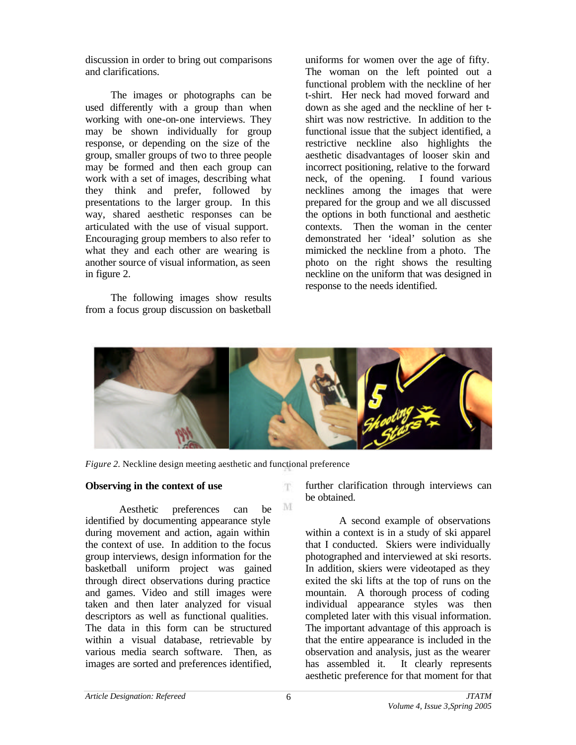discussion in order to bring out comparisons and clarifications.

The images or photographs can be used differently with a group than when working with one-on-one interviews. They may be shown individually for group response, or depending on the size of the group, smaller groups of two to three people may be formed and then each group can work with a set of images, describing what they think and prefer, followed by presentations to the larger group. In this way, shared aesthetic responses can be articulated with the use of visual support. Encouraging group members to also refer to what they and each other are wearing is another source of visual information, as seen in figure 2.

The following images show results from a focus group discussion on basketball uniforms for women over the age of fifty. The woman on the left pointed out a functional problem with the neckline of her t-shirt. Her neck had moved forward and down as she aged and the neckline of her t-shirt was now restrictive. In addition to the functional issue that the subject identified, a restrictive neckline also highlights the aesthetic disadvantages of looser skin and incorrect positioning, relative to the forward neck, of the opening. I found various necklines among the images that were prepared for the group and we all discussed the options in both functional and aesthetic contexts. Then the woman in the center demonstrated her 'ideal' solution as she mimicked the neckline from a photo. The photo on the right shows the resulting neckline on the uniform that was designed in response to the needs identified.

*Figure 2.* Neckline design meeting aesthetic and functional preference

**Observing in the context of use**

Aesthetic preferences can be identified by documenting appearance style during movement and action, again within the context of use. In addition to the focus group interviews, design information for the basketball uniform project was gained through direct observations during practice and games. Video and still images were taken and then later analyzed for visual descriptors as well as functional qualities. The data in this form can be structured within a visual database, retrievable by various media search software. Then, as images are sorted and preferences identified, further clarification through interviews can be obtained.

A second example of observations within a context is in a study of ski apparel that I conducted. Skiers were individually photographed and interviewed at ski resorts. In addition, skiers were videotaped as they exited the ski lifts at the top of runs on the mountain. A thorough process of coding individual appearance styles was then completed later with this visual information. The important advantage of this approach is that the entire appearance is included in the observation and analysis, just as the wearer has assembled it. It clearly represents aesthetic preference for that moment for that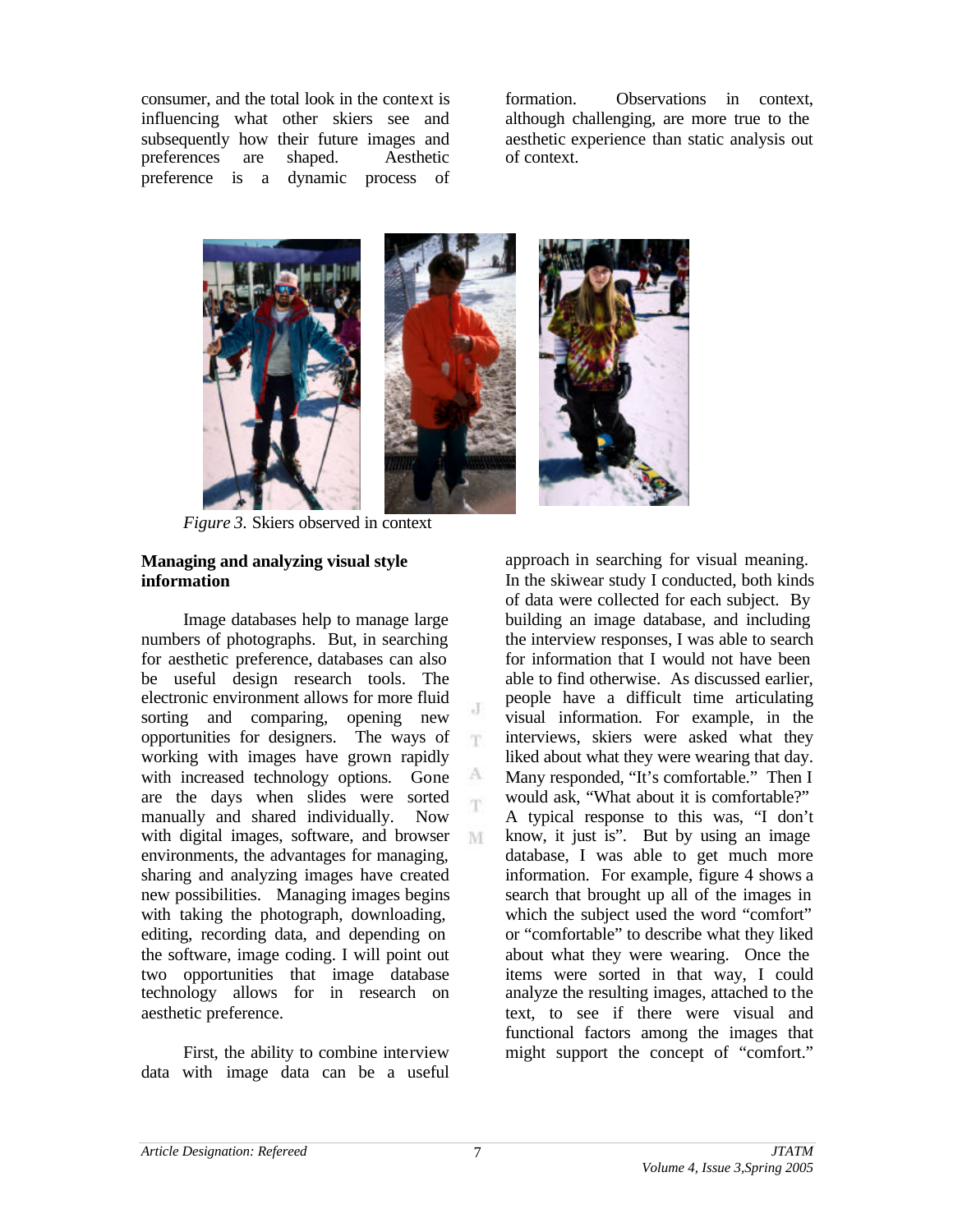consumer, and the total look in the context is influencing what other skiers see and subsequently how their future images and preferences are shaped. Aesthetic preference is a dynamic process of formation. Observations in context, although challenging, are more true to the aesthetic experience than static analysis out of context.

*Figure 3.* Skiers observed in context

**Managing and analyzing visual style information**

Image databases help to manage large numbers of photographs. But, in searching for aesthetic preference, databases can also be useful design research tools. The electronic environment allows for more fluid sorting and comparing, opening new opportunities for designers. The ways of working with images have grown rapidly with increased technology options. Gone are the days when slides were sorted manually and shared individually. Now with digital images, software, and browser environments, the advantages for managing, sharing and analyzing images have created new possibilities. Managing images begins with taking the photograph, downloading, editing, recording data, and depending on the software, image coding. I will point out two opportunities that image database technology allows for in research on aesthetic preference.

First, the ability to combine interview data with image data can be a useful approach in searching for visual meaning. In the skiwear study I conducted, both kinds of data were collected for each subject. By building an image database, and including the interview responses, I was able to search for information that I would not have been able to find otherwise. As discussed earlier, people have a difficult time articulating visual information. For example, in the interviews, skiers were asked what they liked about what they were wearing that day. Many responded, "It's comfortable." Then I would ask, "What about it is comfortable?" A typical response to this was, "I don't know, it just is". But by using an image database, I was able to get much more information. For example, figure 4 shows a search that brought up all of the images in which the subject used the word "comfort" or "comfortable" to describe what they liked about what they were wearing. Once the items were sorted in that way, I could analyze the resulting images, attached to the text, to see if there were visual and functional factors among the images that might support the concept of "comfort."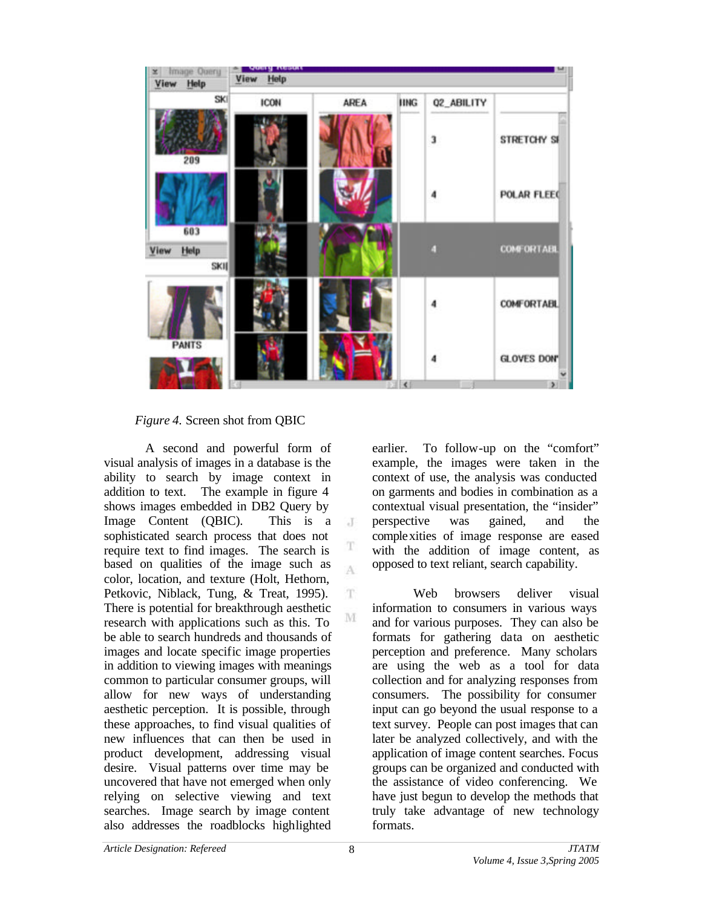*Figure 4.* Screen shot from QBIC

A second and powerful form of visual analysis of images in a database is the ability to search by image context in addition to text. The example in figure 4 shows images embedded in DB2 Query by Image Content (QBIC). This is a sophisticated search process that does not require text to find images. The search is based on qualities of the image such as color, location, and texture (Holt, Hethorn, Petkovic, Niblack, Tung, & Treat, 1995). There is potential for breakthrough aesthetic research with applications such as this. To be able to search hundreds and thousands of images and locate specific image properties in addition to viewing images with meanings common to particular consumer groups, will allow for new ways of understanding aesthetic perception. It is possible, through these approaches, to find visual qualities of new influences that can then be used in product development, addressing visual desire. Visual patterns over time may be uncovered that have not emerged when only relying on selective viewing and text searches. Image search by image content also addresses the roadblocks highlighted earlier. To follow-up on the "comfort" example, the images were taken in the context of use, the analysis was conducted on garments and bodies in combination as a contextual visual presentation, the "insider" perspective was gained, and the complexities of image response are eased with the addition of image content, as opposed to text reliant, search capability.

Web browsers deliver visual information to consumers in various ways and for various purposes. They can also be formats for gathering data on aesthetic perception and preference. Many scholars are using the web as a tool for data collection and for analyzing responses from consumers. The possibility for consumer input can go beyond the usual response to a text survey. People can post images that can later be analyzed collectively, and with the application of image content searches. Focus groups can be organized and conducted with the assistance of video conferencing. We have just begun to develop the methods that truly take advantage of new technology formats.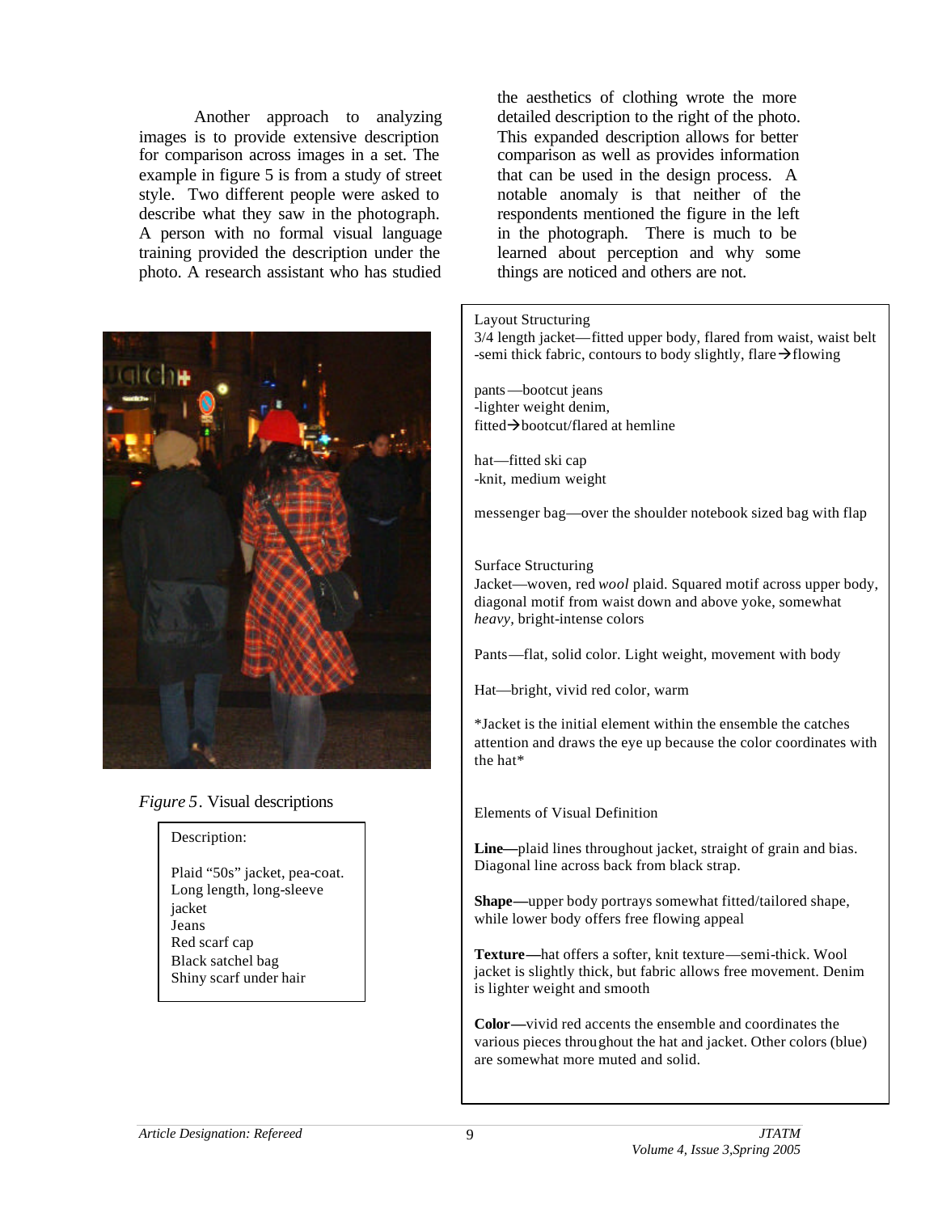Another approach to analyzing images is to provide extensive description for comparison across images in a set. The example in figure 5 is from a study of street style. Two different people were asked to describe what they saw in the photograph. A person with no formal visual language training provided the description under the photo. A research assistant who has studied the aesthetics of clothing wrote the more detailed description to the right of the photo. This expanded description allows for better comparison as well as provides information that can be used in the design process. A notable anomaly is that neither of the respondents mentioned the figure in the left in the photograph. There is much to be learned about perception and why some things are noticed and others are not.

*Figure 5*. Visual descriptions

Description:

Plaid "50s" jacket, pea-coat.
Long length, long-sleeve jacket
Jeans
Red scarf cap
Black satchel bag
Shiny scarf under hair

Layout Structuring
3/4 length jacket—fitted upper body, flared from waist, waist belt
-semi thick fabric, contours to body slightly, flare→flowing

pants—bootcut jeans
-lighter weight denim,
fitted→bootcut/flared at hemline

hat—fitted ski cap
-knit, medium weight

messenger bag—over the shoulder notebook sized bag with flap

Surface Structuring
Jacket—woven, red *wool* plaid. Squared motif across upper body, diagonal motif from waist down and above yoke, somewhat *heavy,* bright-intense colors

Pants—flat, solid color. Light weight, movement with body

Hat—bright, vivid red color, warm

*Jacket is the initial element within the ensemble the catches attention and draws the eye up because the color coordinates with the hat*

Elements of Visual Definition

**Line—**plaid lines throughout jacket, straight of grain and bias. Diagonal line across back from black strap.

**Shape—**upper body portrays somewhat fitted/tailored shape, while lower body offers free flowing appeal

**Texture—**hat offers a softer, knit texture—semi-thick. Wool jacket is slightly thick, but fabric allows free movement. Denim is lighter weight and smooth

**Color—**vivid red accents the ensemble and coordinates the various pieces throughout the hat and jacket. Other colors (blue) are somewhat more muted and solid.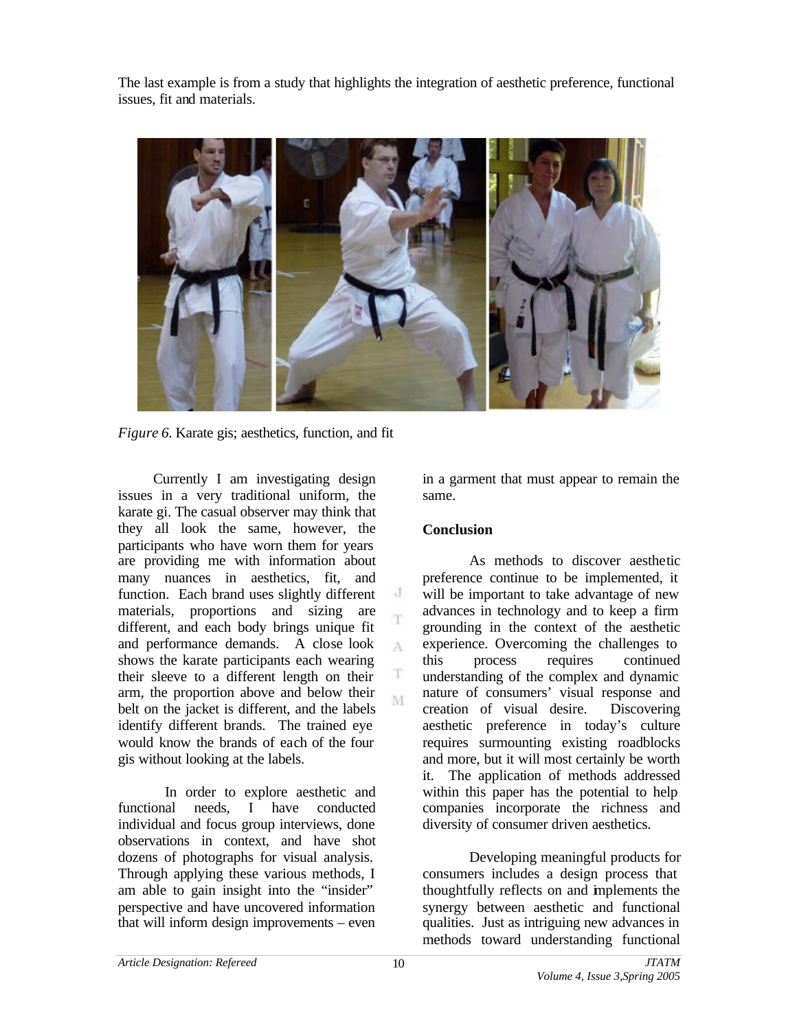The last example is from a study that highlights the integration of aesthetic preference, functional issues, fit and materials.

*Figure 6.* Karate gis; aesthetics, function, and fit

Currently I am investigating design issues in a very traditional uniform, the karate gi. The casual observer may think that they all look the same, however, the participants who have worn them for years are providing me with information about many nuances in aesthetics, fit, and function. Each brand uses slightly different materials, proportions and sizing are different, and each body brings unique fit and performance demands. A close look shows the karate participants each wearing their sleeve to a different length on their arm, the proportion above and below their belt on the jacket is different, and the labels identify different brands. The trained eye would know the brands of each of the four gis without looking at the labels.

In order to explore aesthetic and functional needs, I have conducted individual and focus group interviews, done observations in context, and have shot dozens of photographs for visual analysis. Through applying these various methods, I am able to gain insight into the "insider" perspective and have uncovered information that will inform design improvements – even in a garment that must appear to remain the same.

## Conclusion

As methods to discover aesthetic preference continue to be implemented, it will be important to take advantage of new advances in technology and to keep a firm grounding in the context of the aesthetic experience. Overcoming the challenges to this process requires continued understanding of the complex and dynamic nature of consumers' visual response and creation of visual desire. Discovering aesthetic preference in today's culture requires surmounting existing roadblocks and more, but it will most certainly be worth it. The application of methods addressed within this paper has the potential to help companies incorporate the richness and diversity of consumer driven aesthetics.

Developing meaningful products for consumers includes a design process that thoughtfully reflects on and implements the synergy between aesthetic and functional qualities. Just as intriguing new advances in methods toward understanding functional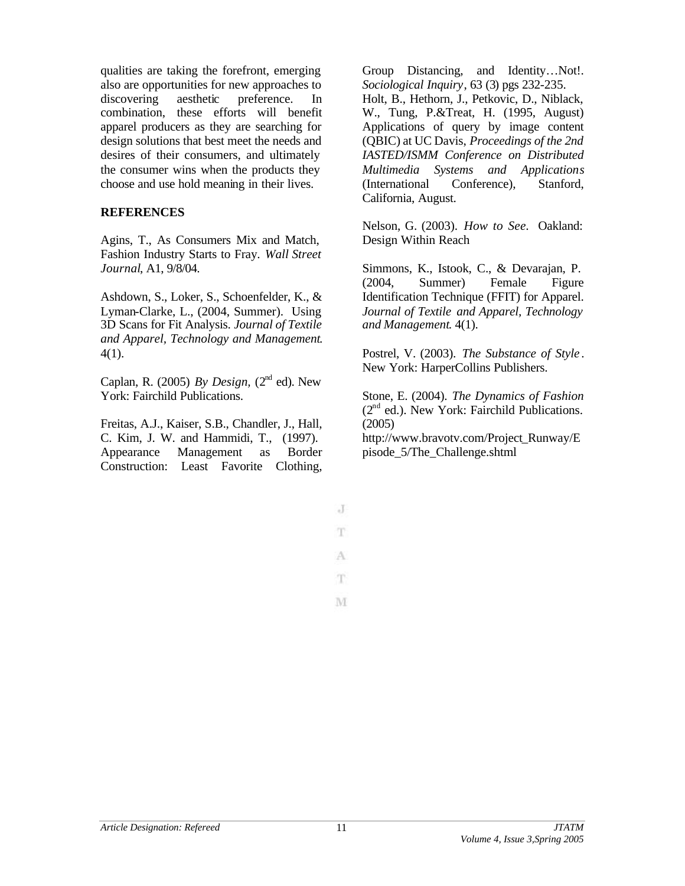qualities are taking the forefront, emerging also are opportunities for new approaches to discovering aesthetic preference. In combination, these efforts will benefit apparel producers as they are searching for design solutions that best meet the needs and desires of their consumers, and ultimately the consumer wins when the products they choose and use hold meaning in their lives.

## REFERENCES

Agins, T., As Consumers Mix and Match, Fashion Industry Starts to Fray. *Wall Street Journal*, A1, 9/8/04.

Ashdown, S., Loker, S., Schoenfelder, K., & Lyman-Clarke, L., (2004, Summer). Using 3D Scans for Fit Analysis. *Journal of Textile and Apparel, Technology and Management*. 4(1).

Caplan, R. (2005) *By Design,* (2nd ed). New York: Fairchild Publications.

Freitas, A.J., Kaiser, S.B., Chandler, J., Hall, C. Kim, J. W. and Hammidi, T., (1997). Appearance Management as Border Construction: Least Favorite Clothing, Group Distancing, and Identity…Not!. *Sociological Inquiry*, 63 (3) pgs 232-235.

Holt, B., Hethorn, J., Petkovic, D., Niblack, W., Tung, P.&Treat, H. (1995, August) Applications of query by image content (QBIC) at UC Davis, *Proceedings of the 2nd IASTED/ISMM Conference on Distributed Multimedia Systems and Applications* (International Conference), Stanford, California, August.

Nelson, G. (2003). *How to See*. Oakland: Design Within Reach

Simmons, K., Istook, C., & Devarajan, P. (2004, Summer) Female Figure Identification Technique (FFIT) for Apparel. *Journal of Textile and Apparel, Technology and Management*. 4(1).

Postrel, V. (2003). *The Substance of Style*. New York: HarperCollins Publishers.

Stone, E. (2004). *The Dynamics of Fashion* (2nd ed.). New York: Fairchild Publications.

(2005) http://www.bravotv.com/Project_Runway/Episode_5/The_Challenge.shtml